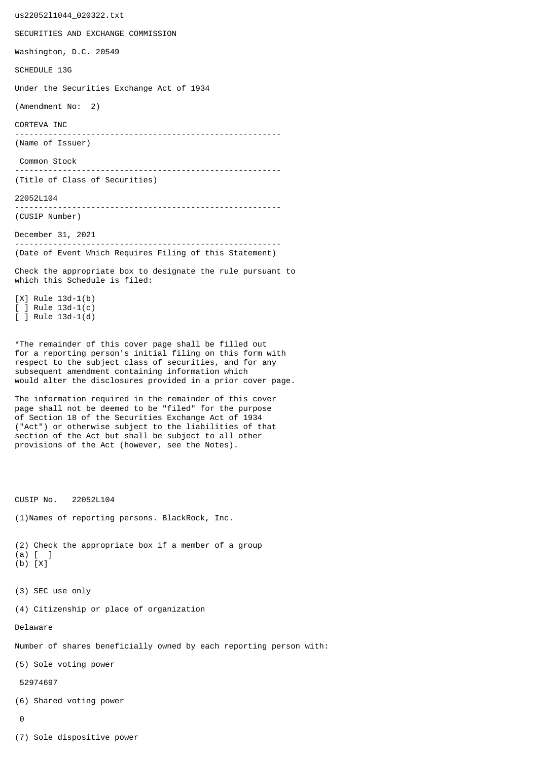us22052l1044_020322.txt

SECURITIES AND EXCHANGE COMMISSION

Washington, D.C. 20549

SCHEDULE 13G

Under the Securities Exchange Act of 1934

(Amendment No: 2)

CORTEVA INC

--------------------------------------------------------
(Name of Issuer)

Common Stock

--------------------------------------------------------
(Title of Class of Securities)

22052L104

--------------------------------------------------------
(CUSIP Number)

December 31, 2021

--------------------------------------------------------
(Date of Event Which Requires Filing of this Statement)

Check the appropriate box to designate the rule pursuant to which this Schedule is filed:

[X] Rule 13d-1(b)
[ ] Rule 13d-1(c)
[ ] Rule 13d-1(d)

*The remainder of this cover page shall be filled out for a reporting person's initial filing on this form with respect to the subject class of securities, and for any subsequent amendment containing information which would alter the disclosures provided in a prior cover page.

The information required in the remainder of this cover page shall not be deemed to be "filed" for the purpose of Section 18 of the Securities Exchange Act of 1934 ("Act") or otherwise subject to the liabilities of that section of the Act but shall be subject to all other provisions of the Act (however, see the Notes).

CUSIP No. 22052L104

(1)Names of reporting persons. BlackRock, Inc.

(2) Check the appropriate box if a member of a group
(a) [ ]
(b) [X]

(3) SEC use only

(4) Citizenship or place of organization

Delaware

Number of shares beneficially owned by each reporting person with:

(5) Sole voting power

52974697

(6) Shared voting power

0

(7) Sole dispositive power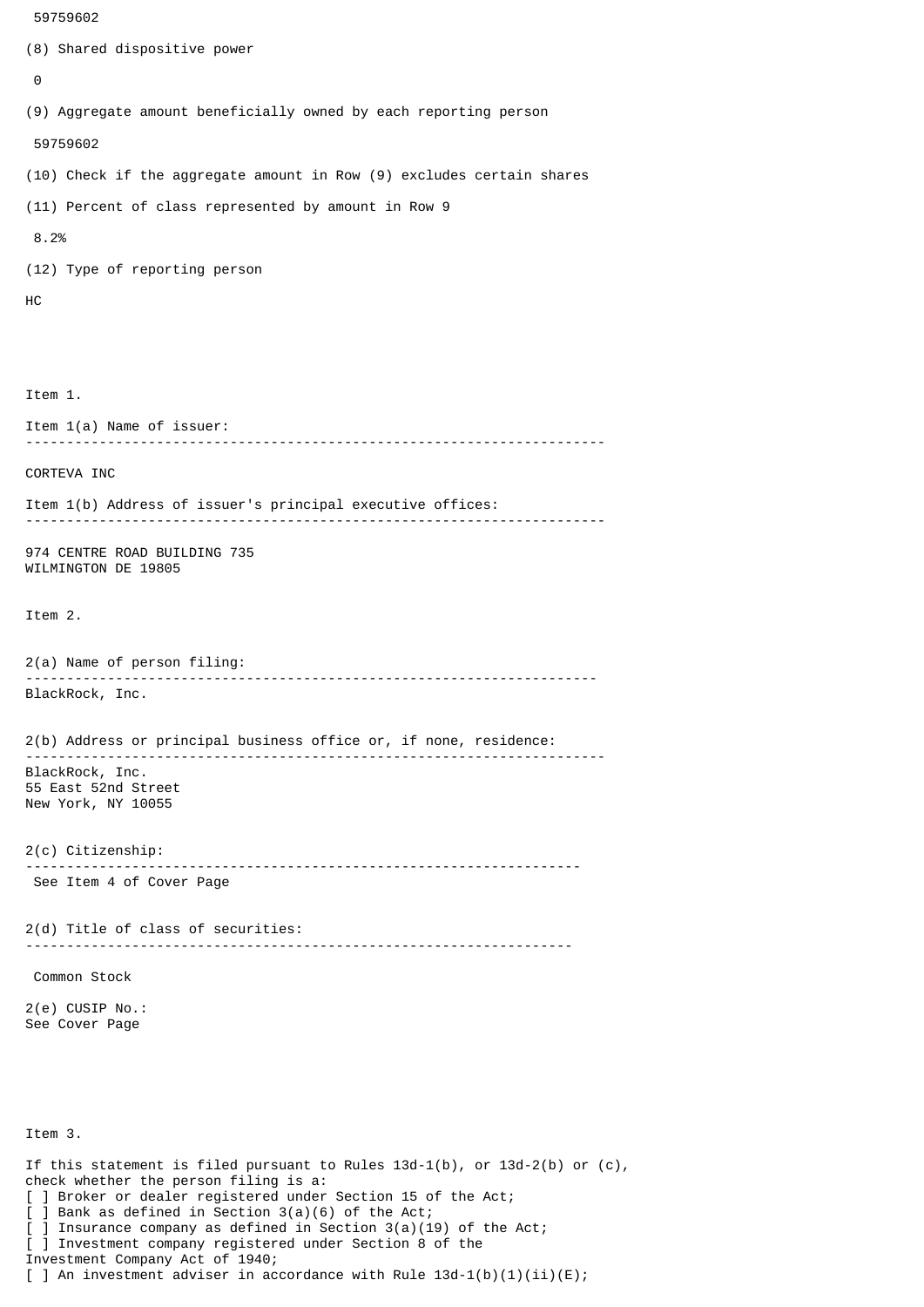59759602

(8) Shared dispositive power

0

(9) Aggregate amount beneficially owned by each reporting person

59759602

(10) Check if the aggregate amount in Row (9) excludes certain shares

(11) Percent of class represented by amount in Row 9

8.2%

(12) Type of reporting person

HC

Item 1.

Item 1(a) Name of issuer:

---

CORTEVA INC

Item 1(b) Address of issuer's principal executive offices:

---

974 CENTRE ROAD BUILDING 735
WILMINGTON DE 19805

Item 2.

2(a) Name of person filing:

---

BlackRock, Inc.

2(b) Address or principal business office or, if none, residence:

---

BlackRock, Inc.
55 East 52nd Street
New York, NY 10055

2(c) Citizenship:

---

See Item 4 of Cover Page

2(d) Title of class of securities:

---

Common Stock

2(e) CUSIP No.:
See Cover Page

Item 3.

If this statement is filed pursuant to Rules 13d-1(b), or 13d-2(b) or (c), check whether the person filing is a:
[ ] Broker or dealer registered under Section 15 of the Act;
[ ] Bank as defined in Section 3(a)(6) of the Act;
[ ] Insurance company as defined in Section 3(a)(19) of the Act;
[ ] Investment company registered under Section 8 of the Investment Company Act of 1940;
[ ] An investment adviser in accordance with Rule 13d-1(b)(1)(ii)(E);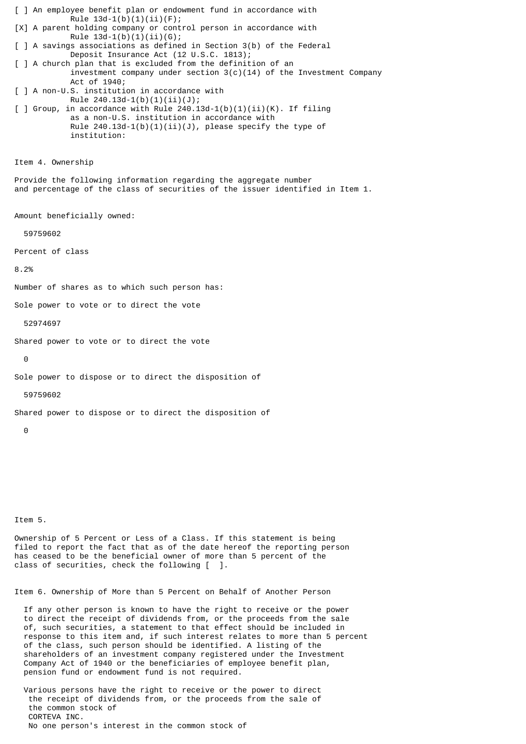[ ] An employee benefit plan or endowment fund in accordance with Rule 13d-1(b)(1)(ii)(F);

[X] A parent holding company or control person in accordance with Rule 13d-1(b)(1)(ii)(G);

[ ] A savings associations as defined in Section 3(b) of the Federal Deposit Insurance Act (12 U.S.C. 1813);

[ ] A church plan that is excluded from the definition of an investment company under section 3(c)(14) of the Investment Company Act of 1940;

[ ] A non-U.S. institution in accordance with Rule 240.13d-1(b)(1)(ii)(J);

[ ] Group, in accordance with Rule 240.13d-1(b)(1)(ii)(K). If filing as a non-U.S. institution in accordance with Rule 240.13d-1(b)(1)(ii)(J), please specify the type of institution:

Item 4. Ownership

Provide the following information regarding the aggregate number and percentage of the class of securities of the issuer identified in Item 1.

Amount beneficially owned:

59759602

Percent of class

8.2%

Number of shares as to which such person has:

Sole power to vote or to direct the vote

52974697

Shared power to vote or to direct the vote

0

Sole power to dispose or to direct the disposition of

59759602

Shared power to dispose or to direct the disposition of

0

Item 5.

Ownership of 5 Percent or Less of a Class. If this statement is being filed to report the fact that as of the date hereof the reporting person has ceased to be the beneficial owner of more than 5 percent of the class of securities, check the following [ ].

Item 6. Ownership of More than 5 Percent on Behalf of Another Person

If any other person is known to have the right to receive or the power to direct the receipt of dividends from, or the proceeds from the sale of, such securities, a statement to that effect should be included in response to this item and, if such interest relates to more than 5 percent of the class, such person should be identified. A listing of the shareholders of an investment company registered under the Investment Company Act of 1940 or the beneficiaries of employee benefit plan, pension fund or endowment fund is not required.

Various persons have the right to receive or the power to direct the receipt of dividends from, or the proceeds from the sale of the common stock of CORTEVA INC.
No one person's interest in the common stock of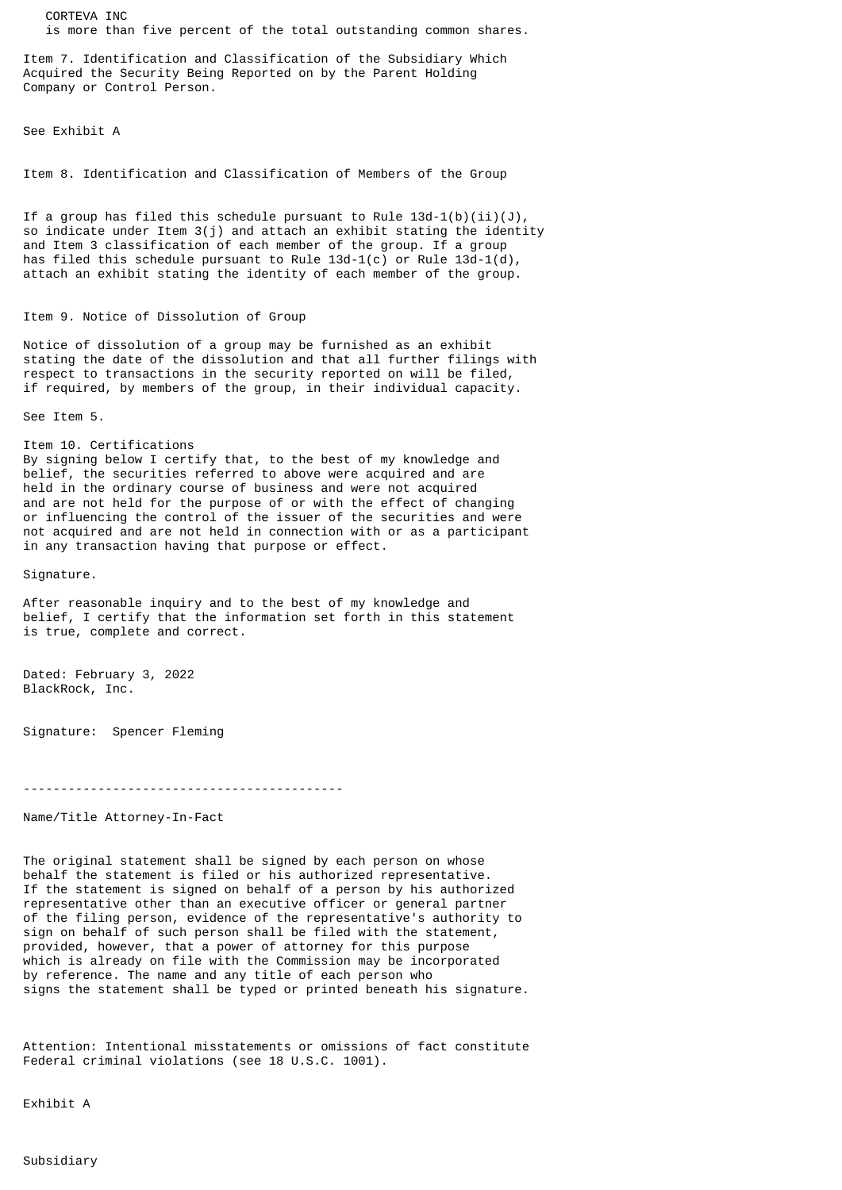CORTEVA INC
is more than five percent of the total outstanding common shares.

Item 7. Identification and Classification of the Subsidiary Which Acquired the Security Being Reported on by the Parent Holding Company or Control Person.

See Exhibit A

Item 8. Identification and Classification of Members of the Group

If a group has filed this schedule pursuant to Rule 13d-1(b)(ii)(J), so indicate under Item 3(j) and attach an exhibit stating the identity and Item 3 classification of each member of the group. If a group has filed this schedule pursuant to Rule 13d-1(c) or Rule 13d-1(d), attach an exhibit stating the identity of each member of the group.

Item 9. Notice of Dissolution of Group

Notice of dissolution of a group may be furnished as an exhibit stating the date of the dissolution and that all further filings with respect to transactions in the security reported on will be filed, if required, by members of the group, in their individual capacity.

See Item 5.

Item 10. Certifications
By signing below I certify that, to the best of my knowledge and belief, the securities referred to above were acquired and are held in the ordinary course of business and were not acquired and are not held for the purpose of or with the effect of changing or influencing the control of the issuer of the securities and were not acquired and are not held in connection with or as a participant in any transaction having that purpose or effect.

Signature.

After reasonable inquiry and to the best of my knowledge and belief, I certify that the information set forth in this statement is true, complete and correct.

Dated: February 3, 2022
BlackRock, Inc.

Signature: Spencer Fleming

-------------------------------------------

Name/Title Attorney-In-Fact

The original statement shall be signed by each person on whose behalf the statement is filed or his authorized representative. If the statement is signed on behalf of a person by his authorized representative other than an executive officer or general partner of the filing person, evidence of the representative's authority to sign on behalf of such person shall be filed with the statement, provided, however, that a power of attorney for this purpose which is already on file with the Commission may be incorporated by reference. The name and any title of each person who signs the statement shall be typed or printed beneath his signature.

Attention: Intentional misstatements or omissions of fact constitute Federal criminal violations (see 18 U.S.C. 1001).

Exhibit A

Subsidiary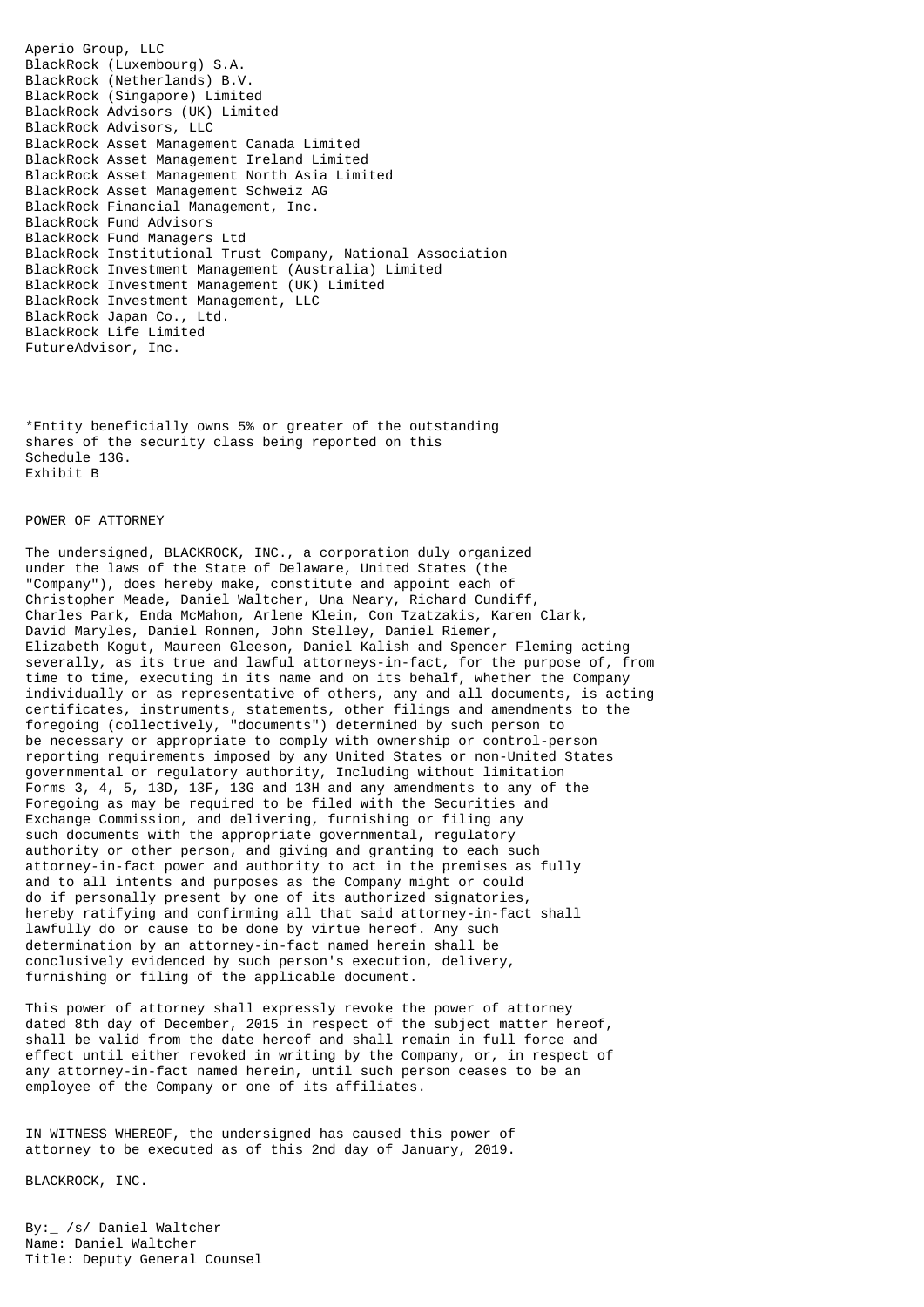Aperio Group, LLC
BlackRock (Luxembourg) S.A.
BlackRock (Netherlands) B.V.
BlackRock (Singapore) Limited
BlackRock Advisors (UK) Limited
BlackRock Advisors, LLC
BlackRock Asset Management Canada Limited
BlackRock Asset Management Ireland Limited
BlackRock Asset Management North Asia Limited
BlackRock Asset Management Schweiz AG
BlackRock Financial Management, Inc.
BlackRock Fund Advisors
BlackRock Fund Managers Ltd
BlackRock Institutional Trust Company, National Association
BlackRock Investment Management (Australia) Limited
BlackRock Investment Management (UK) Limited
BlackRock Investment Management, LLC
BlackRock Japan Co., Ltd.
BlackRock Life Limited
FutureAdvisor, Inc.

*Entity beneficially owns 5% or greater of the outstanding shares of the security class being reported on this Schedule 13G.

Exhibit B

POWER OF ATTORNEY

The undersigned, BLACKROCK, INC., a corporation duly organized under the laws of the State of Delaware, United States (the "Company"), does hereby make, constitute and appoint each of Christopher Meade, Daniel Waltcher, Una Neary, Richard Cundiff, Charles Park, Enda McMahon, Arlene Klein, Con Tzatzakis, Karen Clark, David Maryles, Daniel Ronnen, John Stelley, Daniel Riemer, Elizabeth Kogut, Maureen Gleeson, Daniel Kalish and Spencer Fleming acting severally, as its true and lawful attorneys-in-fact, for the purpose of, from time to time, executing in its name and on its behalf, whether the Company individually or as representative of others, any and all documents, is acting certificates, instruments, statements, other filings and amendments to the foregoing (collectively, "documents") determined by such person to be necessary or appropriate to comply with ownership or control-person reporting requirements imposed by any United States or non-United States governmental or regulatory authority, Including without limitation Forms 3, 4, 5, 13D, 13F, 13G and 13H and any amendments to any of the Foregoing as may be required to be filed with the Securities and Exchange Commission, and delivering, furnishing or filing any such documents with the appropriate governmental, regulatory authority or other person, and giving and granting to each such attorney-in-fact power and authority to act in the premises as fully and to all intents and purposes as the Company might or could do if personally present by one of its authorized signatories, hereby ratifying and confirming all that said attorney-in-fact shall lawfully do or cause to be done by virtue hereof. Any such determination by an attorney-in-fact named herein shall be conclusively evidenced by such person's execution, delivery, furnishing or filing of the applicable document.

This power of attorney shall expressly revoke the power of attorney dated 8th day of December, 2015 in respect of the subject matter hereof, shall be valid from the date hereof and shall remain in full force and effect until either revoked in writing by the Company, or, in respect of any attorney-in-fact named herein, until such person ceases to be an employee of the Company or one of its affiliates.

IN WITNESS WHEREOF, the undersigned has caused this power of attorney to be executed as of this 2nd day of January, 2019.

BLACKROCK, INC.

By:_ /s/ Daniel Waltcher
Name: Daniel Waltcher
Title: Deputy General Counsel